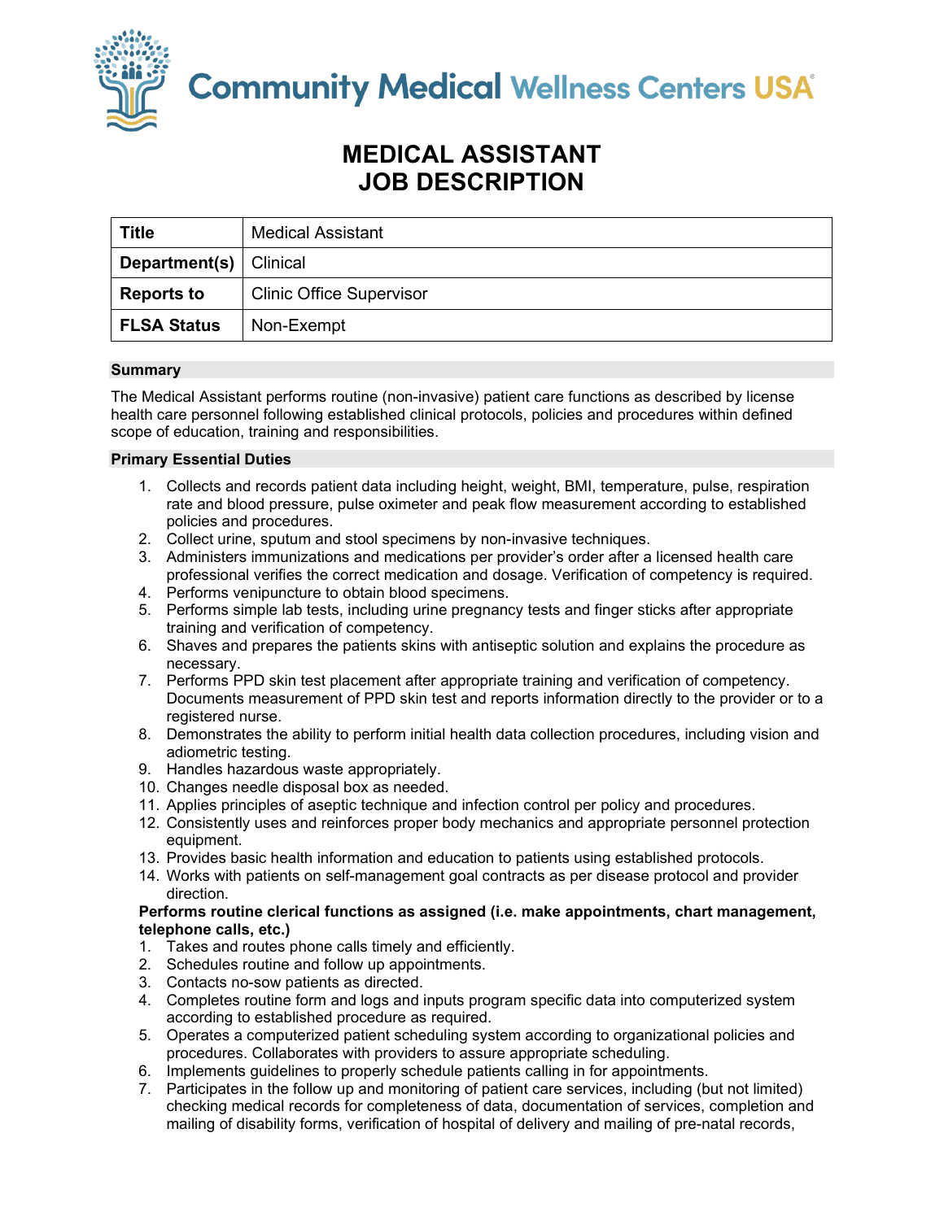Community Medical Wellness Centers USA

# MEDICAL ASSISTANT
# JOB DESCRIPTION

| **Title** | Medical Assistant |
|---|---|
| **Department(s)** | Clinical |
| **Reports to** | Clinic Office Supervisor |
| **FLSA Status** | Non-Exempt |

### Summary

The Medical Assistant performs routine (non-invasive) patient care functions as described by license health care personnel following established clinical protocols, policies and procedures within defined scope of education, training and responsibilities.

### Primary Essential Duties

1. Collects and records patient data including height, weight, BMI, temperature, pulse, respiration rate and blood pressure, pulse oximeter and peak flow measurement according to established policies and procedures.
2. Collect urine, sputum and stool specimens by non-invasive techniques.
3. Administers immunizations and medications per provider's order after a licensed health care professional verifies the correct medication and dosage. Verification of competency is required.
4. Performs venipuncture to obtain blood specimens.
5. Performs simple lab tests, including urine pregnancy tests and finger sticks after appropriate training and verification of competency.
6. Shaves and prepares the patients skins with antiseptic solution and explains the procedure as necessary.
7. Performs PPD skin test placement after appropriate training and verification of competency. Documents measurement of PPD skin test and reports information directly to the provider or to a registered nurse.
8. Demonstrates the ability to perform initial health data collection procedures, including vision and adiometric testing.
9. Handles hazardous waste appropriately.
10. Changes needle disposal box as needed.
11. Applies principles of aseptic technique and infection control per policy and procedures.
12. Consistently uses and reinforces proper body mechanics and appropriate personnel protection equipment.
13. Provides basic health information and education to patients using established protocols.
14. Works with patients on self-management goal contracts as per disease protocol and provider direction.

**Performs routine clerical functions as assigned (i.e. make appointments, chart management, telephone calls, etc.)**

1. Takes and routes phone calls timely and efficiently.
2. Schedules routine and follow up appointments.
3. Contacts no-sow patients as directed.
4. Completes routine form and logs and inputs program specific data into computerized system according to established procedure as required.
5. Operates a computerized patient scheduling system according to organizational policies and procedures. Collaborates with providers to assure appropriate scheduling.
6. Implements guidelines to properly schedule patients calling in for appointments.
7. Participates in the follow up and monitoring of patient care services, including (but not limited) checking medical records for completeness of data, documentation of services, completion and mailing of disability forms, verification of hospital of delivery and mailing of pre-natal records,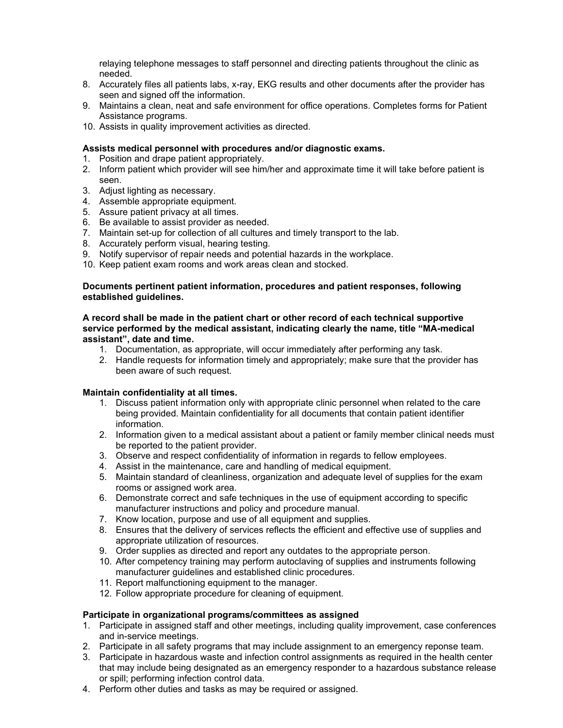relaying telephone messages to staff personnel and directing patients throughout the clinic as needed.

8. Accurately files all patients labs, x-ray, EKG results and other documents after the provider has seen and signed off the information.
9. Maintains a clean, neat and safe environment for office operations. Completes forms for Patient Assistance programs.
10. Assists in quality improvement activities as directed.

**Assists medical personnel with procedures and/or diagnostic exams.**

1. Position and drape patient appropriately.
2. Inform patient which provider will see him/her and approximate time it will take before patient is seen.
3. Adjust lighting as necessary.
4. Assemble appropriate equipment.
5. Assure patient privacy at all times.
6. Be available to assist provider as needed.
7. Maintain set-up for collection of all cultures and timely transport to the lab.
8. Accurately perform visual, hearing testing.
9. Notify supervisor of repair needs and potential hazards in the workplace.
10. Keep patient exam rooms and work areas clean and stocked.

**Documents pertinent patient information, procedures and patient responses, following established guidelines.**

**A record shall be made in the patient chart or other record of each technical supportive service performed by the medical assistant, indicating clearly the name, title "MA-medical assistant", date and time.**

1. Documentation, as appropriate, will occur immediately after performing any task.
2. Handle requests for information timely and appropriately; make sure that the provider has been aware of such request.

**Maintain confidentiality at all times.**

1. Discuss patient information only with appropriate clinic personnel when related to the care being provided. Maintain confidentiality for all documents that contain patient identifier information.
2. Information given to a medical assistant about a patient or family member clinical needs must be reported to the patient provider.
3. Observe and respect confidentiality of information in regards to fellow employees.
4. Assist in the maintenance, care and handling of medical equipment.
5. Maintain standard of cleanliness, organization and adequate level of supplies for the exam rooms or assigned work area.
6. Demonstrate correct and safe techniques in the use of equipment according to specific manufacturer instructions and policy and procedure manual.
7. Know location, purpose and use of all equipment and supplies.
8. Ensures that the delivery of services reflects the efficient and effective use of supplies and appropriate utilization of resources.
9. Order supplies as directed and report any outdates to the appropriate person.
10. After competency training may perform autoclaving of supplies and instruments following manufacturer guidelines and established clinic procedures.
11. Report malfunctioning equipment to the manager.
12. Follow appropriate procedure for cleaning of equipment.

**Participate in organizational programs/committees as assigned**

1. Participate in assigned staff and other meetings, including quality improvement, case conferences and in-service meetings.
2. Participate in all safety programs that may include assignment to an emergency reponse team.
3. Participate in hazardous waste and infection control assignments as required in the health center that may include being designated as an emergency responder to a hazardous substance release or spill; performing infection control data.
4. Perform other duties and tasks as may be required or assigned.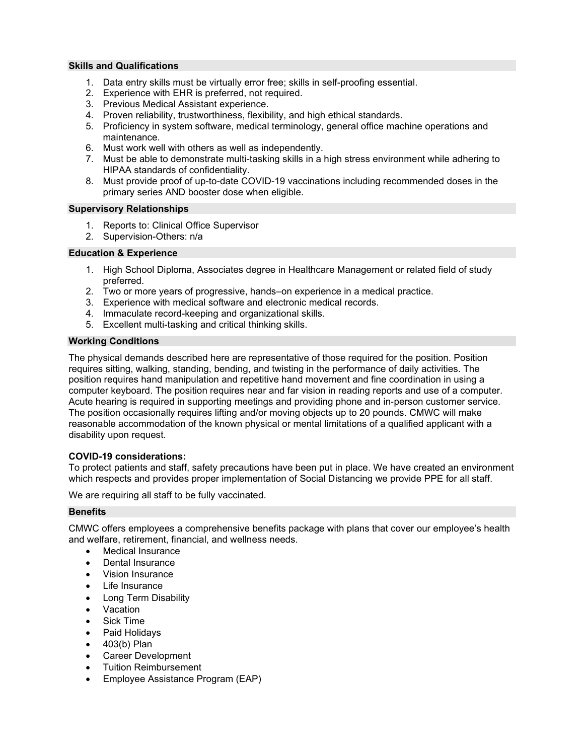## Skills and Qualifications

1. Data entry skills must be virtually error free; skills in self-proofing essential.
2. Experience with EHR is preferred, not required.
3. Previous Medical Assistant experience.
4. Proven reliability, trustworthiness, flexibility, and high ethical standards.
5. Proficiency in system software, medical terminology, general office machine operations and maintenance.
6. Must work well with others as well as independently.
7. Must be able to demonstrate multi-tasking skills in a high stress environment while adhering to HIPAA standards of confidentiality.
8. Must provide proof of up-to-date COVID-19 vaccinations including recommended doses in the primary series AND booster dose when eligible.

## Supervisory Relationships

1. Reports to: Clinical Office Supervisor
2. Supervision-Others: n/a

## Education & Experience

1. High School Diploma, Associates degree in Healthcare Management or related field of study preferred.
2. Two or more years of progressive, hands–on experience in a medical practice.
3. Experience with medical software and electronic medical records.
4. Immaculate record-keeping and organizational skills.
5. Excellent multi-tasking and critical thinking skills.

## Working Conditions

The physical demands described here are representative of those required for the position. Position requires sitting, walking, standing, bending, and twisting in the performance of daily activities. The position requires hand manipulation and repetitive hand movement and fine coordination in using a computer keyboard. The position requires near and far vision in reading reports and use of a computer. Acute hearing is required in supporting meetings and providing phone and in-person customer service. The position occasionally requires lifting and/or moving objects up to 20 pounds. CMWC will make reasonable accommodation of the known physical or mental limitations of a qualified applicant with a disability upon request.

**COVID-19 considerations:**
To protect patients and staff, safety precautions have been put in place. We have created an environment which respects and provides proper implementation of Social Distancing we provide PPE for all staff.

We are requiring all staff to be fully vaccinated.

## Benefits

CMWC offers employees a comprehensive benefits package with plans that cover our employee's health and welfare, retirement, financial, and wellness needs.

- Medical Insurance
- Dental Insurance
- Vision Insurance
- Life Insurance
- Long Term Disability
- Vacation
- Sick Time
- Paid Holidays
- 403(b) Plan
- Career Development
- Tuition Reimbursement
- Employee Assistance Program (EAP)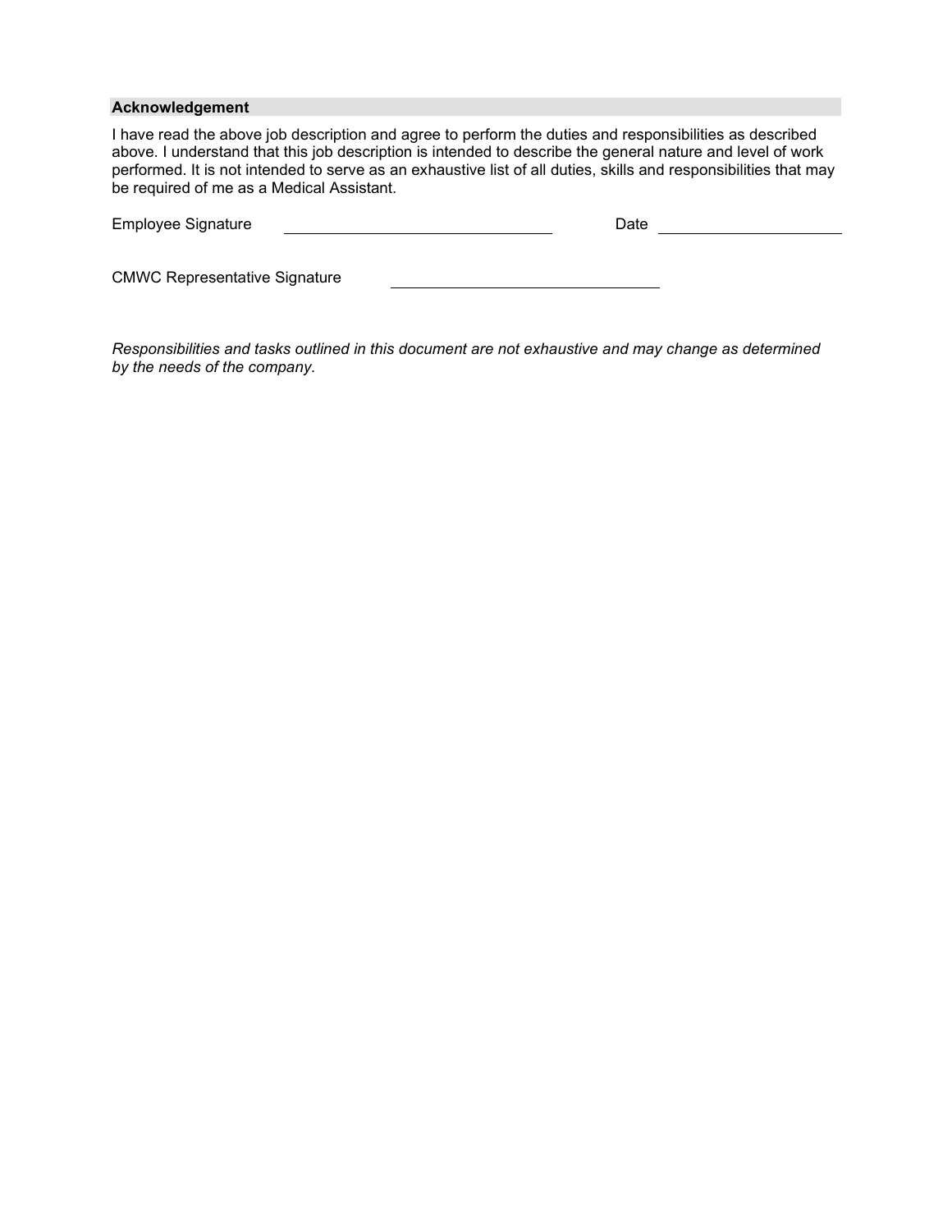## Acknowledgement

I have read the above job description and agree to perform the duties and responsibilities as described above. I understand that this job description is intended to describe the general nature and level of work performed. It is not intended to serve as an exhaustive list of all duties, skills and responsibilities that may be required of me as a Medical Assistant.

Employee Signature \_\_\_\_\_\_\_\_\_\_\_\_\_\_\_\_\_\_\_\_\_\_\_\_\_\_\_\_\_\_ Date \_\_\_\_\_\_\_\_\_\_\_\_\_\_\_\_\_\_\_\_

CMWC Representative Signature \_\_\_\_\_\_\_\_\_\_\_\_\_\_\_\_\_\_\_\_\_\_\_\_\_\_\_\_\_\_

*Responsibilities and tasks outlined in this document are not exhaustive and may change as determined by the needs of the company.*